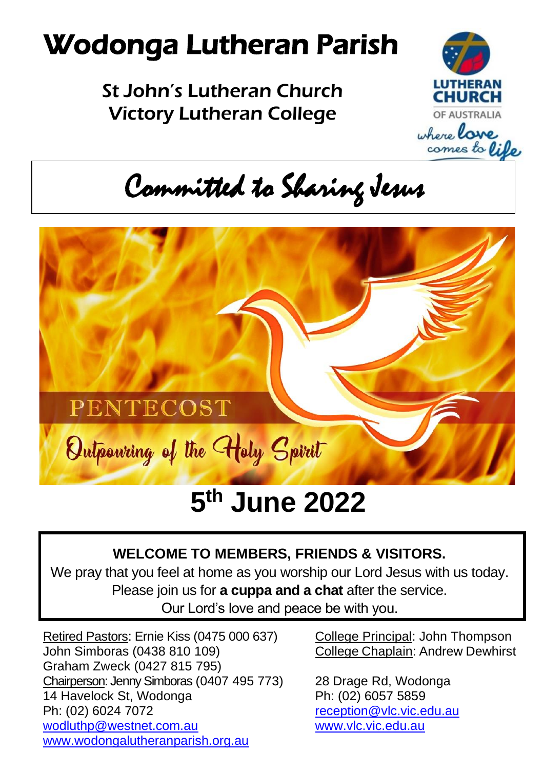# Wodonga Lutheran Parish

## St John's Lutheran Church
## Victory Lutheran College

LUTHERAN CHURCH OF AUSTRALIA
*where love comes to life*

## *Committed to Sharing Jesus*

PENTECOST

*Outpouring of the Holy Spirit*

# 5th June 2022

**WELCOME TO MEMBERS, FRIENDS & VISITORS.**

We pray that you feel at home as you worship our Lord Jesus with us today.
Please join us for **a cuppa and a chat** after the service.
Our Lord's love and peace be with you.

Retired Pastors: Ernie Kiss (0475 000 637)
John Simboras (0438 810 109)
Graham Zweck (0427 815 795)
Chairperson: Jenny Simboras (0407 495 773)
14 Havelock St, Wodonga
Ph: (02) 6024 7072
wodluthp@westnet.com.au
www.wodongalutheranparish.org.au

College Principal: John Thompson
College Chaplain: Andrew Dewhirst

28 Drage Rd, Wodonga
Ph: (02) 6057 5859
reception@vlc.vic.edu.au
www.vlc.vic.edu.au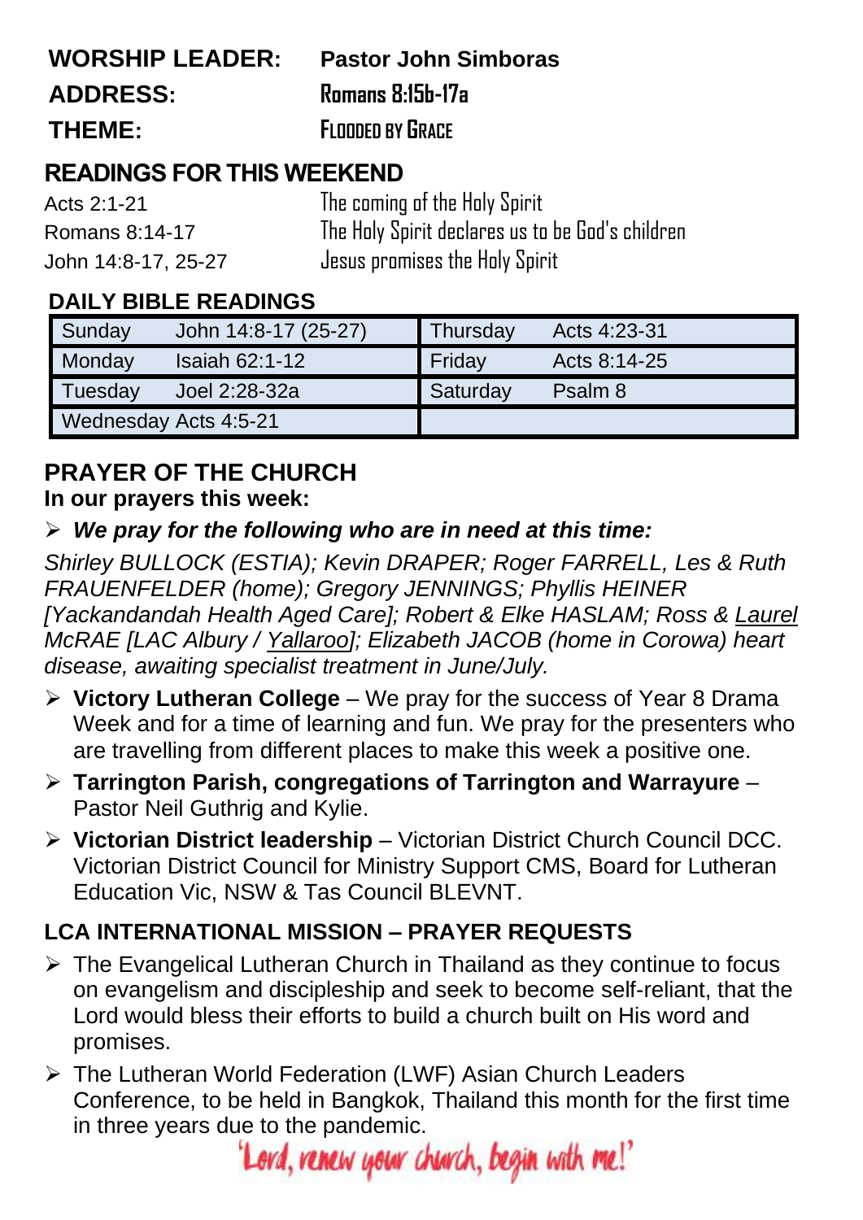**WORSHIP LEADER:** **Pastor John Simboras**

**ADDRESS:** **Romans 8:15b-17a**

**THEME:** **FLOODED BY GRACE**

## READINGS FOR THIS WEEKEND

Acts 2:1-21 — The coming of the Holy Spirit

Romans 8:14-17 — The Holy Spirit declares us to be God's children

John 14:8-17, 25-27 — Jesus promises the Holy Spirit

## DAILY BIBLE READINGS

| | | | |
|---|---|---|---|
| Sunday | John 14:8-17 (25-27) | Thursday | Acts 4:23-31 |
| Monday | Isaiah 62:1-12 | Friday | Acts 8:14-25 |
| Tuesday | Joel 2:28-32a | Saturday | Psalm 8 |
| Wednesday | Acts 4:5-21 | | |

## PRAYER OF THE CHURCH

**In our prayers this week:**

- ***We pray for the following who are in need at this time:***

*Shirley BULLOCK (ESTIA); Kevin DRAPER; Roger FARRELL, Les & Ruth FRAUENFELDER (home); Gregory JENNINGS; Phyllis HEINER [Yackandandah Health Aged Care]; Robert & Elke HASLAM; Ross & Laurel McRAE [LAC Albury / Yallaroo]; Elizabeth JACOB (home in Corowa) heart disease, awaiting specialist treatment in June/July.*

- **Victory Lutheran College** – We pray for the success of Year 8 Drama Week and for a time of learning and fun. We pray for the presenters who are travelling from different places to make this week a positive one.
- **Tarrington Parish, congregations of Tarrington and Warrayure** – Pastor Neil Guthrig and Kylie.
- **Victorian District leadership** – Victorian District Church Council DCC. Victorian District Council for Ministry Support CMS, Board for Lutheran Education Vic, NSW & Tas Council BLEVNT.

## LCA INTERNATIONAL MISSION – PRAYER REQUESTS

- The Evangelical Lutheran Church in Thailand as they continue to focus on evangelism and discipleship and seek to become self-reliant, that the Lord would bless their efforts to build a church built on His word and promises.
- The Lutheran World Federation (LWF) Asian Church Leaders Conference, to be held in Bangkok, Thailand this month for the first time in three years due to the pandemic.

'Lord, renew your church, begin with me!'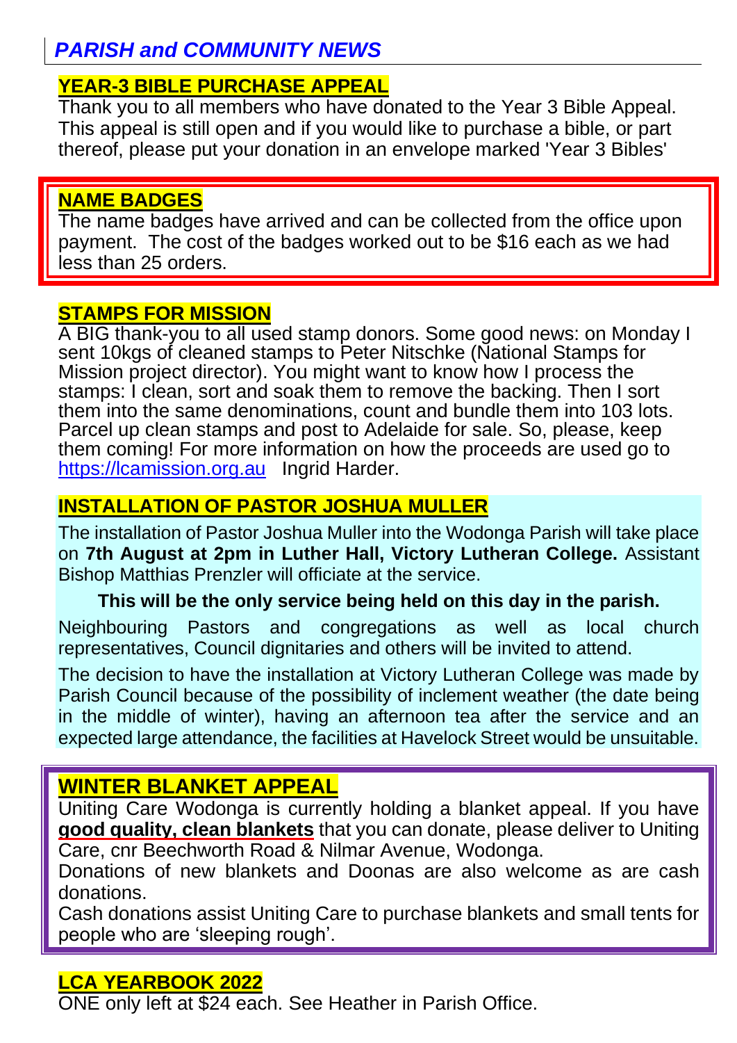## *PARISH and COMMUNITY NEWS*

### YEAR-3 BIBLE PURCHASE APPEAL

Thank you to all members who have donated to the Year 3 Bible Appeal. This appeal is still open and if you would like to purchase a bible, or part thereof, please put your donation in an envelope marked 'Year 3 Bibles'

### NAME BADGES

The name badges have arrived and can be collected from the office upon payment. The cost of the badges worked out to be $16 each as we had less than 25 orders.

### STAMPS FOR MISSION

A BIG thank-you to all used stamp donors. Some good news: on Monday I sent 10kgs of cleaned stamps to Peter Nitschke (National Stamps for Mission project director). You might want to know how I process the stamps: I clean, sort and soak them to remove the backing. Then I sort them into the same denominations, count and bundle them into 103 lots. Parcel up clean stamps and post to Adelaide for sale. So, please, keep them coming! For more information on how the proceeds are used go to https://lcamission.org.au Ingrid Harder.

### INSTALLATION OF PASTOR JOSHUA MULLER

The installation of Pastor Joshua Muller into the Wodonga Parish will take place on **7th August at 2pm in Luther Hall, Victory Lutheran College.** Assistant Bishop Matthias Prenzler will officiate at the service.

**This will be the only service being held on this day in the parish.**

Neighbouring Pastors and congregations as well as local church representatives, Council dignitaries and others will be invited to attend.

The decision to have the installation at Victory Lutheran College was made by Parish Council because of the possibility of inclement weather (the date being in the middle of winter), having an afternoon tea after the service and an expected large attendance, the facilities at Havelock Street would be unsuitable.

### WINTER BLANKET APPEAL

Uniting Care Wodonga is currently holding a blanket appeal. If you have **good quality, clean blankets** that you can donate, please deliver to Uniting Care, cnr Beechworth Road & Nilmar Avenue, Wodonga.

Donations of new blankets and Doonas are also welcome as are cash donations.

Cash donations assist Uniting Care to purchase blankets and small tents for people who are 'sleeping rough'.

### LCA YEARBOOK 2022

ONE only left at $24 each. See Heather in Parish Office.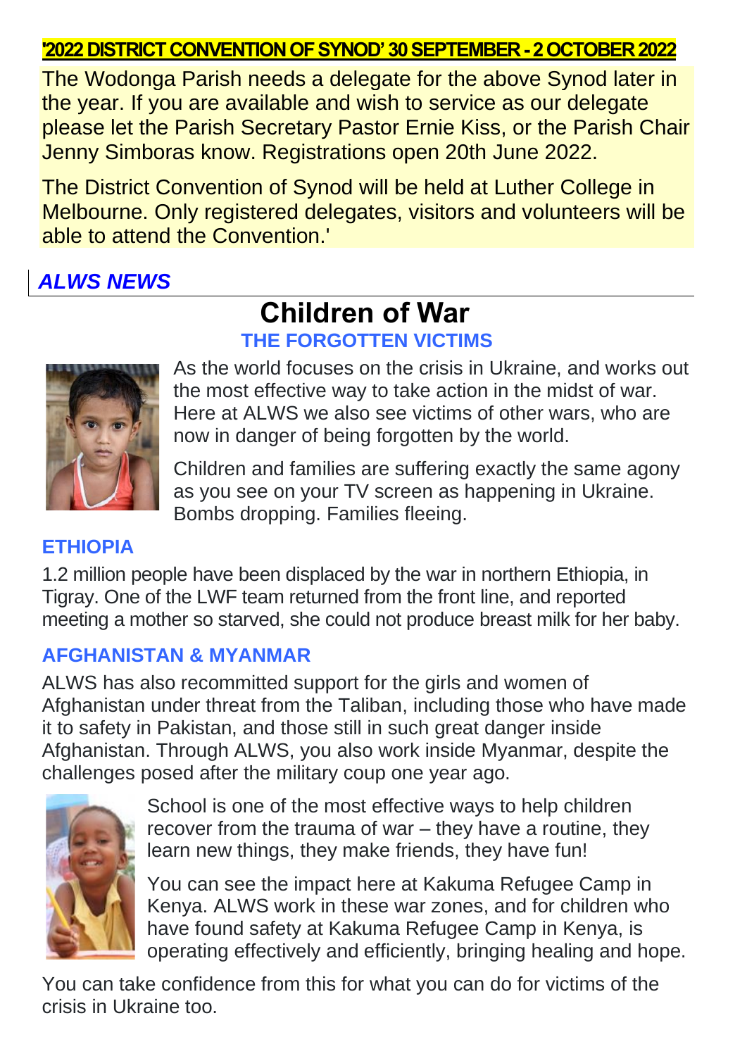**'2022 DISTRICT CONVENTION OF SYNOD' 30 SEPTEMBER - 2 OCTOBER 2022**

The Wodonga Parish needs a delegate for the above Synod later in the year. If you are available and wish to service as our delegate please let the Parish Secretary Pastor Ernie Kiss, or the Parish Chair Jenny Simboras know. Registrations open 20th June 2022.

The District Convention of Synod will be held at Luther College in Melbourne. Only registered delegates, visitors and volunteers will be able to attend the Convention.'

## *ALWS NEWS*

# Children of War

### THE FORGOTTEN VICTIMS

As the world focuses on the crisis in Ukraine, and works out the most effective way to take action in the midst of war. Here at ALWS we also see victims of other wars, who are now in danger of being forgotten by the world.

Children and families are suffering exactly the same agony as you see on your TV screen as happening in Ukraine. Bombs dropping. Families fleeing.

### ETHIOPIA

1.2 million people have been displaced by the war in northern Ethiopia, in Tigray. One of the LWF team returned from the front line, and reported meeting a mother so starved, she could not produce breast milk for her baby.

### AFGHANISTAN & MYANMAR

ALWS has also recommitted support for the girls and women of Afghanistan under threat from the Taliban, including those who have made it to safety in Pakistan, and those still in such great danger inside Afghanistan. Through ALWS, you also work inside Myanmar, despite the challenges posed after the military coup one year ago.

School is one of the most effective ways to help children recover from the trauma of war – they have a routine, they learn new things, they make friends, they have fun!

You can see the impact here at Kakuma Refugee Camp in Kenya. ALWS work in these war zones, and for children who have found safety at Kakuma Refugee Camp in Kenya, is operating effectively and efficiently, bringing healing and hope.

You can take confidence from this for what you can do for victims of the crisis in Ukraine too.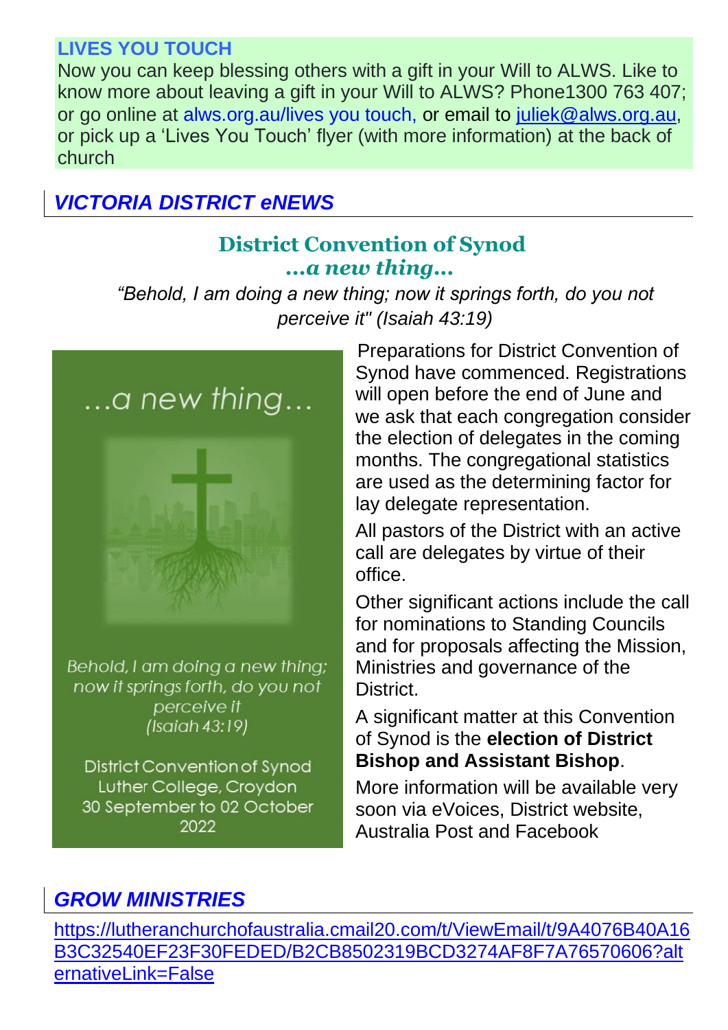**LIVES YOU TOUCH**

Now you can keep blessing others with a gift in your Will to ALWS. Like to know more about leaving a gift in your Will to ALWS? Phone1300 763 407; or go online at alws.org.au/lives you touch, or email to juliek@alws.org.au, or pick up a 'Lives You Touch' flyer (with more information) at the back of church

## *VICTORIA DISTRICT eNEWS*

### District Convention of Synod
### *...a new thing...*

*"Behold, I am doing a new thing; now it springs forth, do you not perceive it" (Isaiah 43:19)*

...a new thing...

*Behold, I am doing a new thing; now it springs forth, do you not perceive it (Isaiah 43:19)*

District Convention of Synod
Luther College, Croydon
30 September to 02 October 2022

Preparations for District Convention of Synod have commenced. Registrations will open before the end of June and we ask that each congregation consider the election of delegates in the coming months. The congregational statistics are used as the determining factor for lay delegate representation.

All pastors of the District with an active call are delegates by virtue of their office.

Other significant actions include the call for nominations to Standing Councils and for proposals affecting the Mission, Ministries and governance of the District.

A significant matter at this Convention of Synod is the **election of District Bishop and Assistant Bishop**.

More information will be available very soon via eVoices, District website, Australia Post and Facebook

## *GROW MINISTRIES*

https://lutheranchurchofaustralia.cmail20.com/t/ViewEmail/t/9A4076B40A16B3C32540EF23F30FEDED/B2CB8502319BCD3274AF8F7A76570606?alternativeLink=False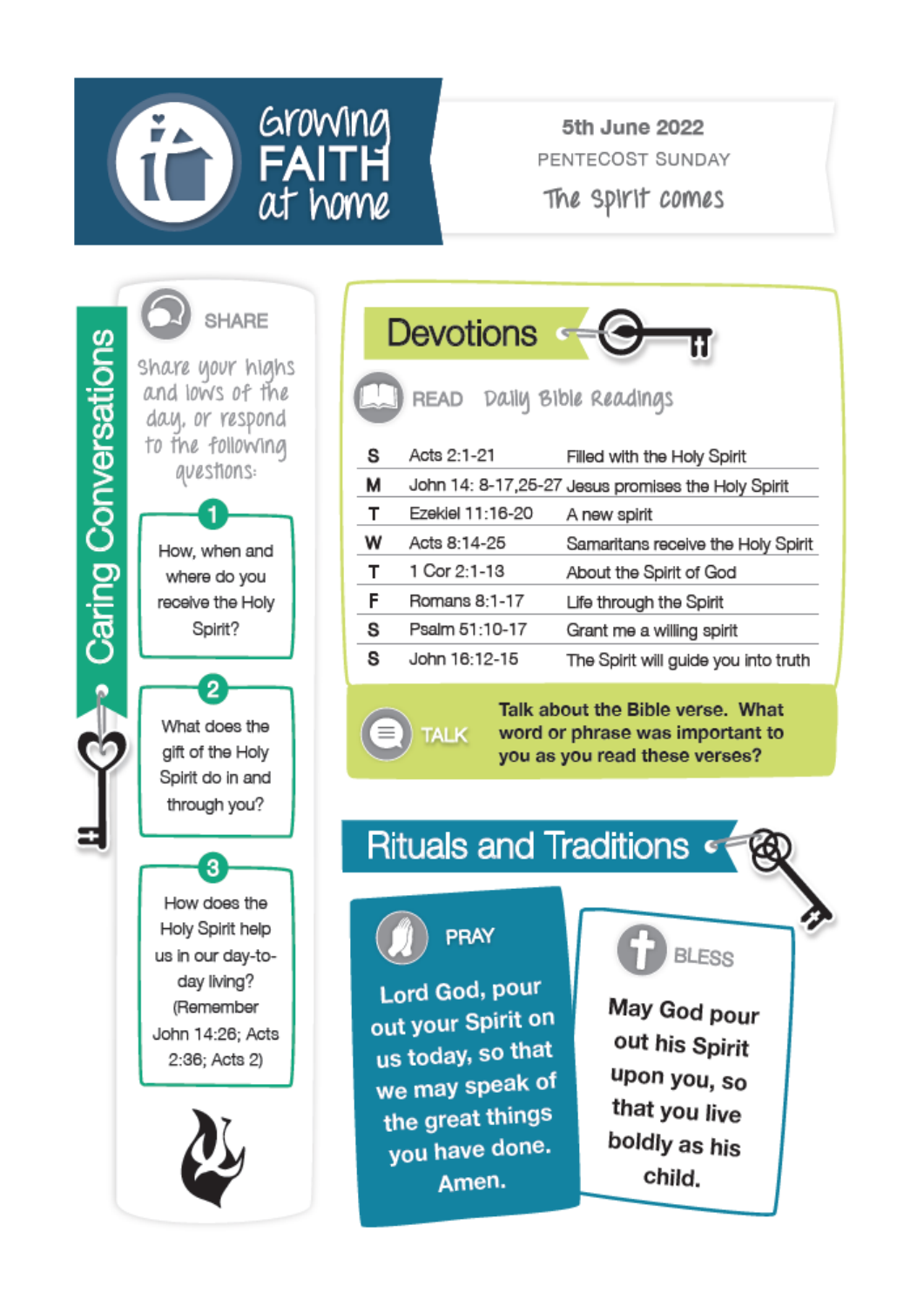# Growing FAITH at home

**5th June 2022**

PENTECOST SUNDAY

*The Spirit comes*

## Caring Conversations

### SHARE

*Share your highs and lows of the day, or respond to the following questions:*

1. How, when and where do you receive the Holy Spirit?
2. What does the gift of the Holy Spirit do in and through you?
3. How does the Holy Spirit help us in our day-to-day living? (Remember John 14:26; Acts 2:36; Acts 2)

## Devotions

### READ *Daily Bible Readings*

| | | |
|---|---|---|
| S | Acts 2:1-21 | Filled with the Holy Spirit |
| M | John 14: 8-17,25-27 | Jesus promises the Holy Spirit |
| T | Ezekiel 11:16-20 | A new spirit |
| W | Acts 8:14-25 | Samaritans receive the Holy Spirit |
| T | 1 Cor 2:1-13 | About the Spirit of God |
| F | Romans 8:1-17 | Life through the Spirit |
| S | Psalm 51:10-17 | Grant me a willing spirit |
| S | John 16:12-15 | The Spirit will guide you into truth |

### TALK

**Talk about the Bible verse. What word or phrase was important to you as you read these verses?**

## Rituals and Traditions

### PRAY

**Lord God, pour out your Spirit on us today, so that we may speak of the great things you have done. Amen.**

### BLESS

**May God pour out his Spirit upon you, so that you live boldly as his child.**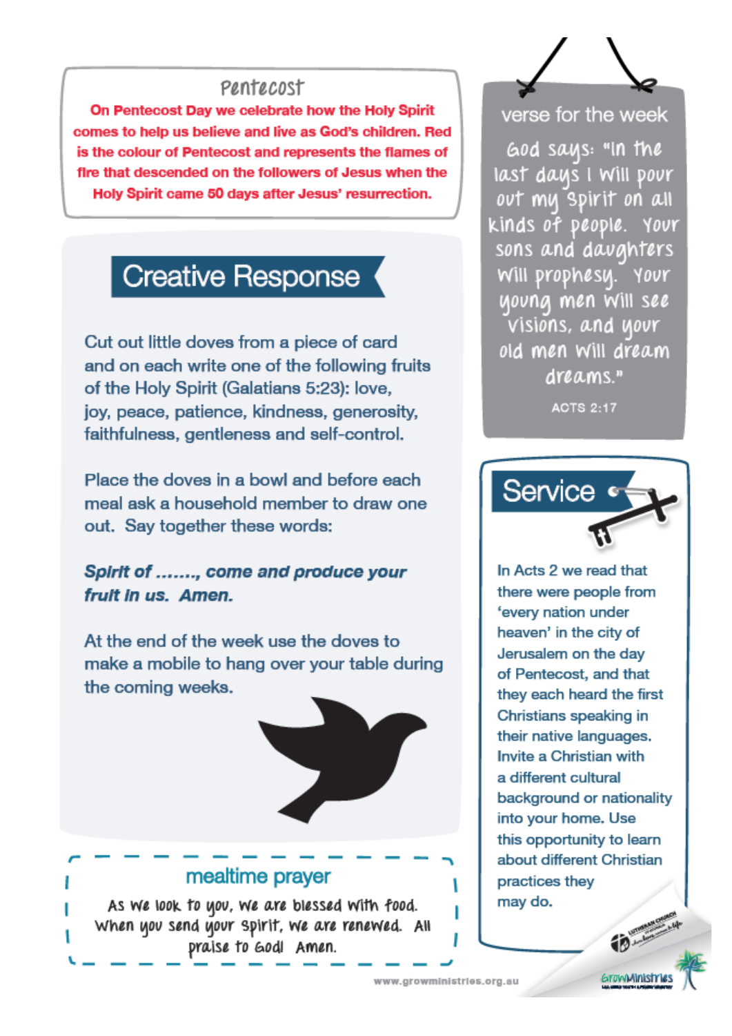## Pentecost

**On Pentecost Day we celebrate how the Holy Spirit comes to help us believe and live as God's children. Red is the colour of Pentecost and represents the flames of fire that descended on the followers of Jesus when the Holy Spirit came 50 days after Jesus' resurrection.**

## verse for the week

God says: "In the last days I will pour out my Spirit on all kinds of people. Your sons and daughters will prophesy. Your young men will see visions, and your old men will dream dreams."

ACTS 2:17

## Creative Response

Cut out little doves from a piece of card and on each write one of the following fruits of the Holy Spirit (Galatians 5:23): love, joy, peace, patience, kindness, generosity, faithfulness, gentleness and self-control.

Place the doves in a bowl and before each meal ask a household member to draw one out. Say together these words:

***Spirit of ......., come and produce your fruit in us. Amen.***

At the end of the week use the doves to make a mobile to hang over your table during the coming weeks.

## Service

In Acts 2 we read that there were people from 'every nation under heaven' in the city of Jerusalem on the day of Pentecost, and that they each heard the first Christians speaking in their native languages. Invite a Christian with a different cultural background or nationality into your home. Use this opportunity to learn about different Christian practices they may do.

## mealtime prayer

As we look to you, we are blessed with food. When you send your Spirit, we are renewed. All praise to God! Amen.

www.growministries.org.au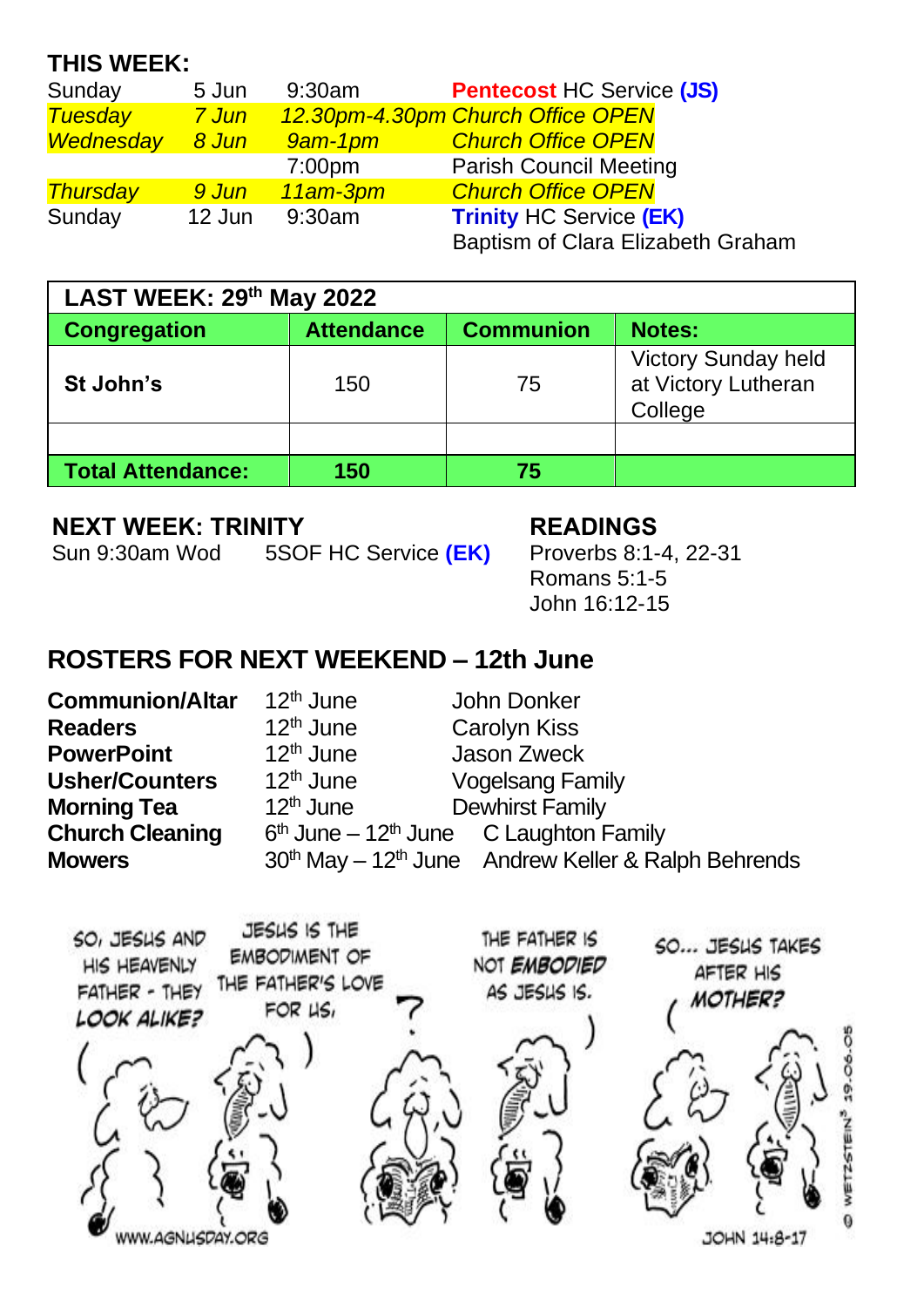## THIS WEEK:

| | | | |
|---|---|---|---|
| Sunday | 5 Jun | 9:30am | Pentecost HC Service **(JS)** |
| *Tuesday* | *7 Jun* | *12.30pm-4.30pm* | *Church Office OPEN* |
| *Wednesday* | *8 Jun* | *9am-1pm* | *Church Office OPEN* |
| | | 7:00pm | Parish Council Meeting |
| *Thursday* | *9 Jun* | *11am-3pm* | *Church Office OPEN* |
| Sunday | 12 Jun | 9:30am | **Trinity** HC Service **(EK)** Baptism of Clara Elizabeth Graham |

## LAST WEEK: 29th May 2022

| **Congregation** | **Attendance** | **Communion** | **Notes:** |
|---|---|---|---|
| **St John's** | 150 | 75 | Victory Sunday held at Victory Lutheran College |
| | | | |
| **Total Attendance:** | **150** | **75** | |

## NEXT WEEK: TRINITY

Sun 9:30am Wod 5SOF HC Service **(EK)**

## READINGS

Proverbs 8:1-4, 22-31
Romans 5:1-5
John 16:12-15

## ROSTERS FOR NEXT WEEKEND – 12th June

| | | |
|---|---|---|
| **Communion/Altar** | 12th June | John Donker |
| **Readers** | 12th June | Carolyn Kiss |
| **PowerPoint** | 12th June | Jason Zweck |
| **Usher/Counters** | 12th June | Vogelsang Family |
| **Morning Tea** | 12th June | Dewhirst Family |
| **Church Cleaning** | 6th June – 12th June | C Laughton Family |
| **Mowers** | 30th May – 12th June | Andrew Keller & Ralph Behrends |